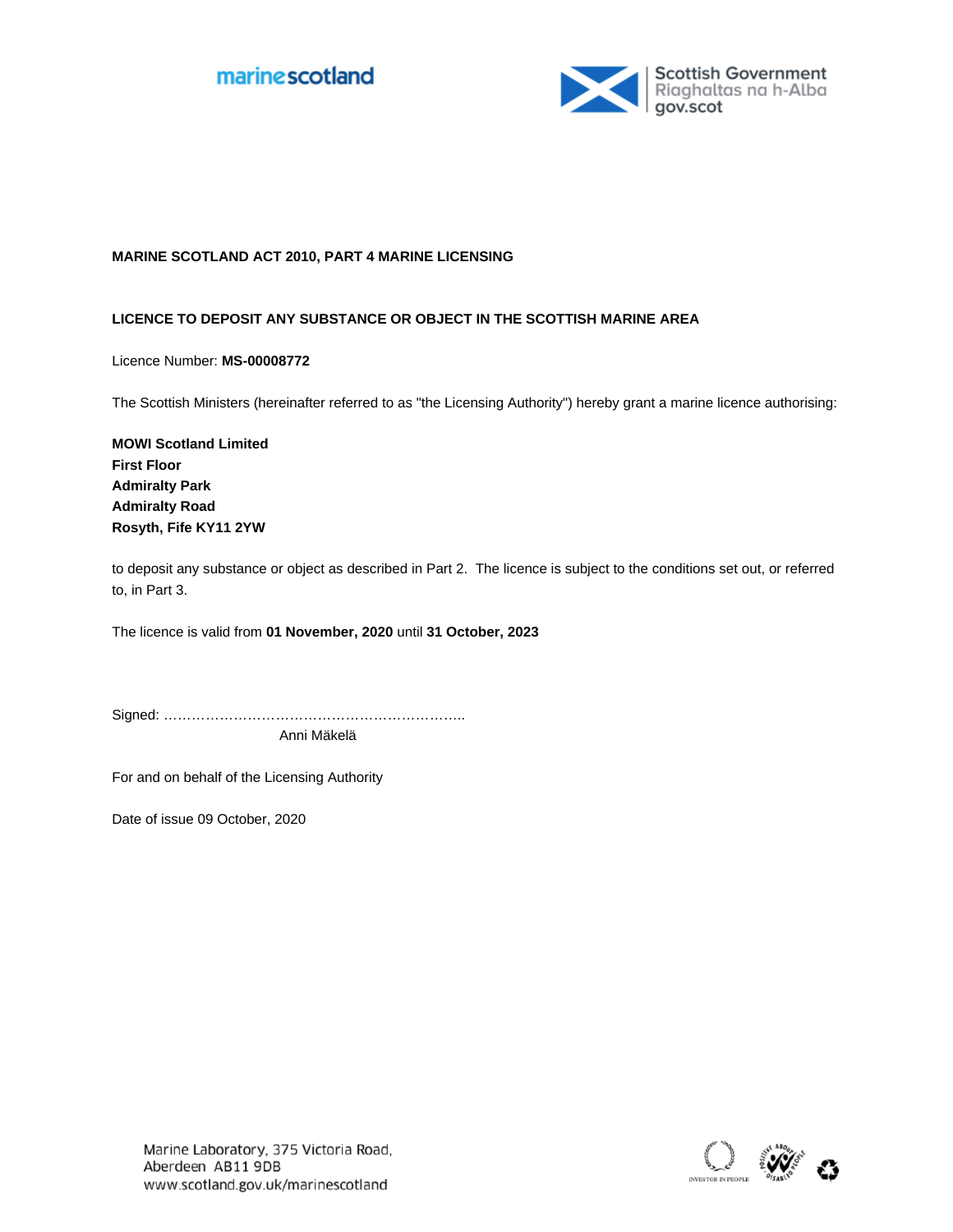marinescotland

Scottish Government
Riaghaltas na h-Alba
gov.scot

**MARINE SCOTLAND ACT 2010, PART 4 MARINE LICENSING**

**LICENCE TO DEPOSIT ANY SUBSTANCE OR OBJECT IN THE SCOTTISH MARINE AREA**

Licence Number: **MS-00008772**

The Scottish Ministers (hereinafter referred to as "the Licensing Authority") hereby grant a marine licence authorising:

**MOWI Scotland Limited**
**First Floor**
**Admiralty Park**
**Admiralty Road**
**Rosyth, Fife KY11 2YW**

to deposit any substance or object as described in Part 2. The licence is subject to the conditions set out, or referred to, in Part 3.

The licence is valid from **01 November, 2020** until **31 October, 2023**

Signed: ………………………………………………………..
Anni Mäkelä

For and on behalf of the Licensing Authority

Date of issue 09 October, 2020

Marine Laboratory, 375 Victoria Road,
Aberdeen AB11 9DB
www.scotland.gov.uk/marinescotland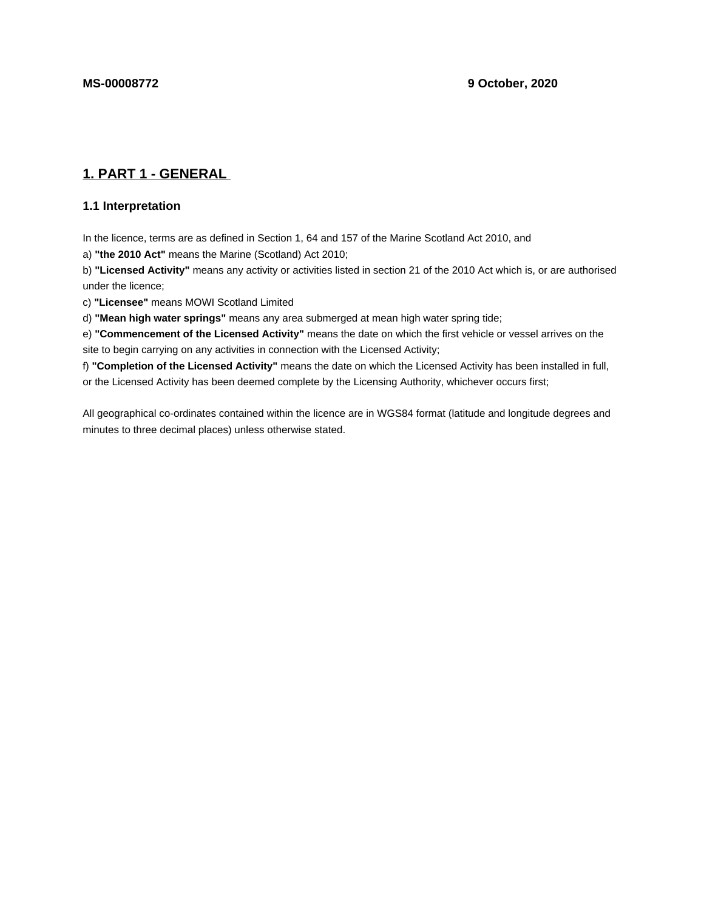**MS-00008772** **9 October, 2020**

# 1. PART 1 - GENERAL

## 1.1 Interpretation

In the licence, terms are as defined in Section 1, 64 and 157 of the Marine Scotland Act 2010, and

a) **"the 2010 Act"** means the Marine (Scotland) Act 2010;

b) **"Licensed Activity"** means any activity or activities listed in section 21 of the 2010 Act which is, or are authorised under the licence;

c) **"Licensee"** means MOWI Scotland Limited

d) **"Mean high water springs"** means any area submerged at mean high water spring tide;

e) **"Commencement of the Licensed Activity"** means the date on which the first vehicle or vessel arrives on the site to begin carrying on any activities in connection with the Licensed Activity;

f) **"Completion of the Licensed Activity"** means the date on which the Licensed Activity has been installed in full, or the Licensed Activity has been deemed complete by the Licensing Authority, whichever occurs first;

All geographical co-ordinates contained within the licence are in WGS84 format (latitude and longitude degrees and minutes to three decimal places) unless otherwise stated.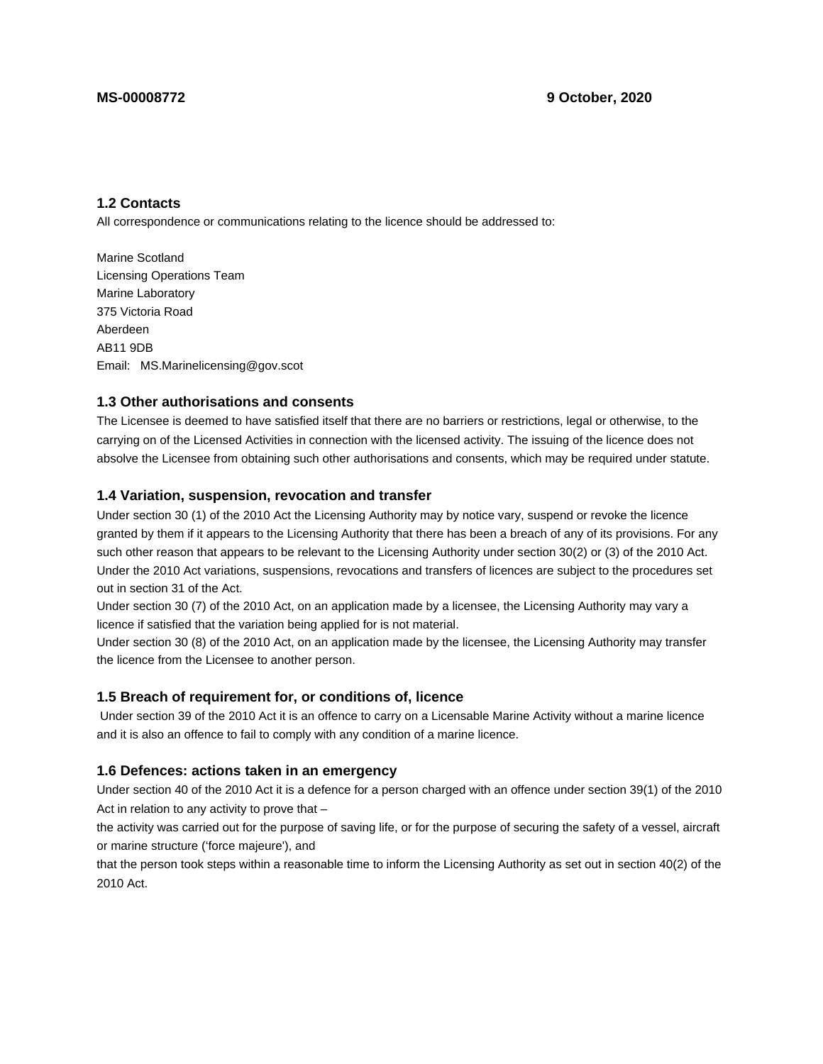## 1.2 Contacts

All correspondence or communications relating to the licence should be addressed to:

Marine Scotland
Licensing Operations Team
Marine Laboratory
375 Victoria Road
Aberdeen
AB11 9DB
Email: MS.Marinelicensing@gov.scot

## 1.3 Other authorisations and consents

The Licensee is deemed to have satisfied itself that there are no barriers or restrictions, legal or otherwise, to the carrying on of the Licensed Activities in connection with the licensed activity. The issuing of the licence does not absolve the Licensee from obtaining such other authorisations and consents, which may be required under statute.

## 1.4 Variation, suspension, revocation and transfer

Under section 30 (1) of the 2010 Act the Licensing Authority may by notice vary, suspend or revoke the licence granted by them if it appears to the Licensing Authority that there has been a breach of any of its provisions. For any such other reason that appears to be relevant to the Licensing Authority under section 30(2) or (3) of the 2010 Act. Under the 2010 Act variations, suspensions, revocations and transfers of licences are subject to the procedures set out in section 31 of the Act.

Under section 30 (7) of the 2010 Act, on an application made by a licensee, the Licensing Authority may vary a licence if satisfied that the variation being applied for is not material.

Under section 30 (8) of the 2010 Act, on an application made by the licensee, the Licensing Authority may transfer the licence from the Licensee to another person.

## 1.5 Breach of requirement for, or conditions of, licence

Under section 39 of the 2010 Act it is an offence to carry on a Licensable Marine Activity without a marine licence and it is also an offence to fail to comply with any condition of a marine licence.

## 1.6 Defences: actions taken in an emergency

Under section 40 of the 2010 Act it is a defence for a person charged with an offence under section 39(1) of the 2010 Act in relation to any activity to prove that –

the activity was carried out for the purpose of saving life, or for the purpose of securing the safety of a vessel, aircraft or marine structure ('force majeure'), and

that the person took steps within a reasonable time to inform the Licensing Authority as set out in section 40(2) of the 2010 Act.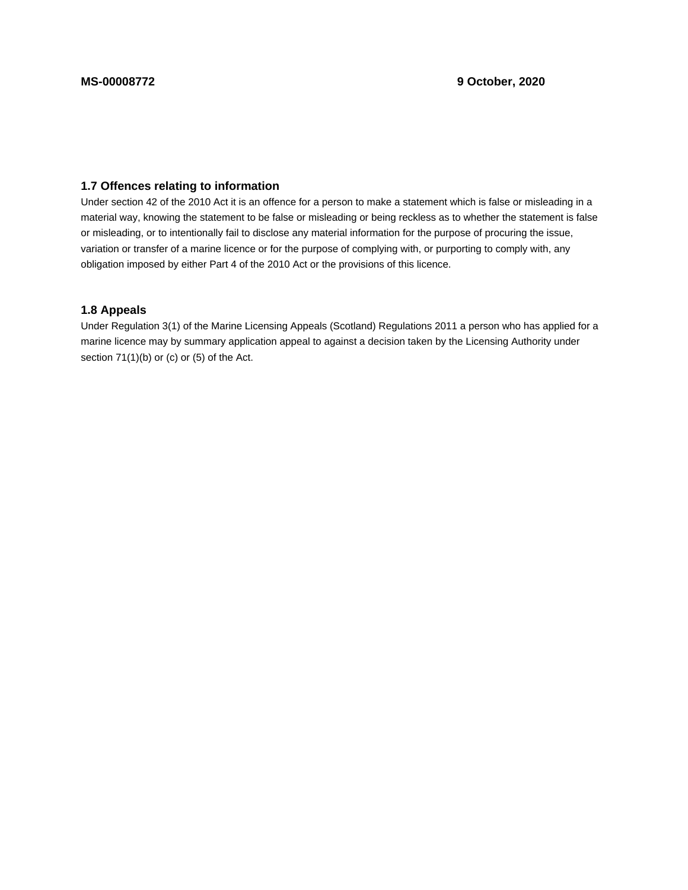### 1.7 Offences relating to information

Under section 42 of the 2010 Act it is an offence for a person to make a statement which is false or misleading in a material way, knowing the statement to be false or misleading or being reckless as to whether the statement is false or misleading, or to intentionally fail to disclose any material information for the purpose of procuring the issue, variation or transfer of a marine licence or for the purpose of complying with, or purporting to comply with, any obligation imposed by either Part 4 of the 2010 Act or the provisions of this licence.

### 1.8 Appeals

Under Regulation 3(1) of the Marine Licensing Appeals (Scotland) Regulations 2011 a person who has applied for a marine licence may by summary application appeal to against a decision taken by the Licensing Authority under section 71(1)(b) or (c) or (5) of the Act.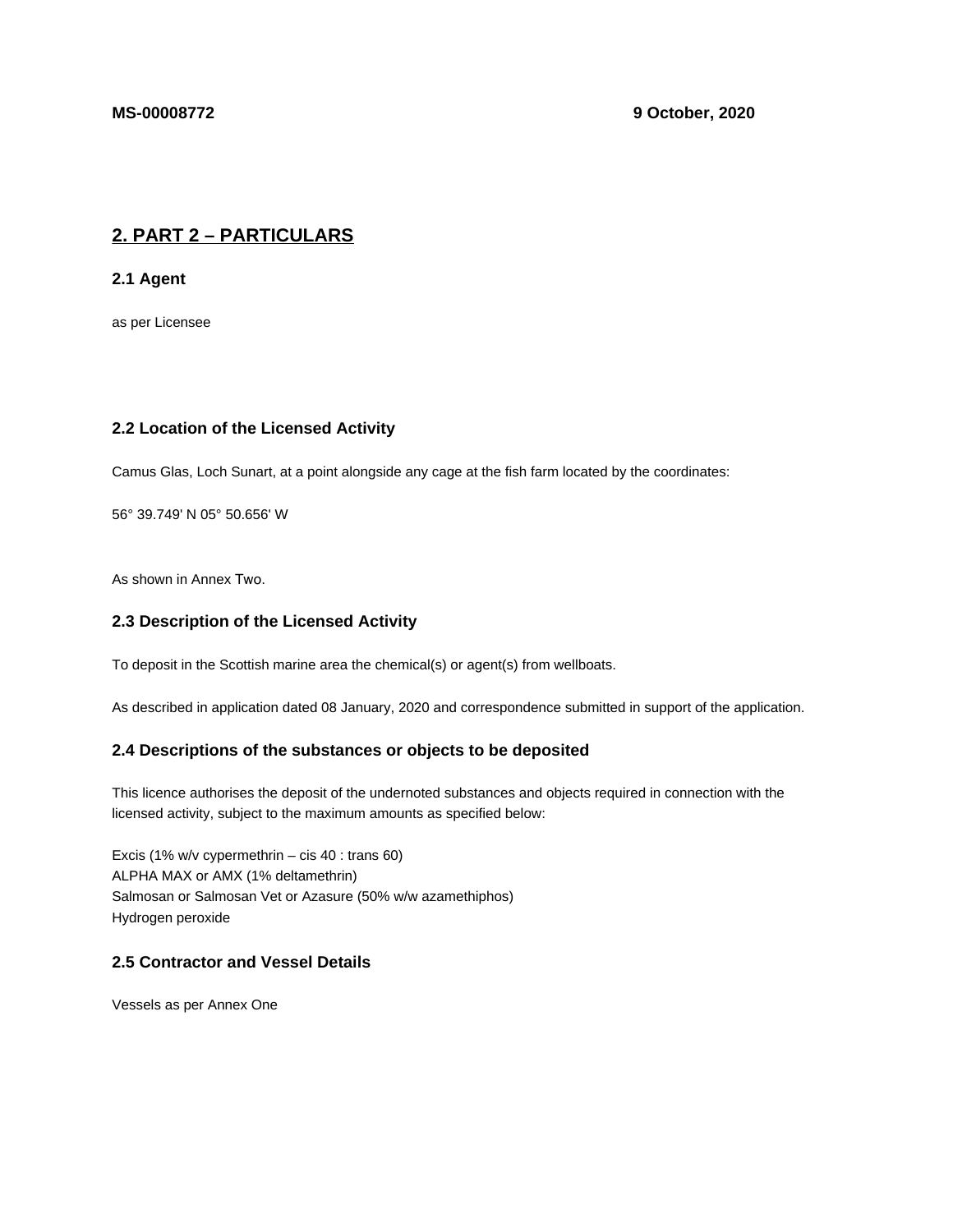**MS-00008772** **9 October, 2020**

## 2. PART 2 – PARTICULARS

### 2.1 Agent

as per Licensee

### 2.2 Location of the Licensed Activity

Camus Glas, Loch Sunart, at a point alongside any cage at the fish farm located by the coordinates:

56° 39.749' N 05° 50.656' W

As shown in Annex Two.

### 2.3 Description of the Licensed Activity

To deposit in the Scottish marine area the chemical(s) or agent(s) from wellboats.

As described in application dated 08 January, 2020 and correspondence submitted in support of the application.

### 2.4 Descriptions of the substances or objects to be deposited

This licence authorises the deposit of the undernoted substances and objects required in connection with the licensed activity, subject to the maximum amounts as specified below:

Excis (1% w/v cypermethrin – cis 40 : trans 60)
ALPHA MAX or AMX (1% deltamethrin)
Salmosan or Salmosan Vet or Azasure (50% w/w azamethiphos)
Hydrogen peroxide

### 2.5 Contractor and Vessel Details

Vessels as per Annex One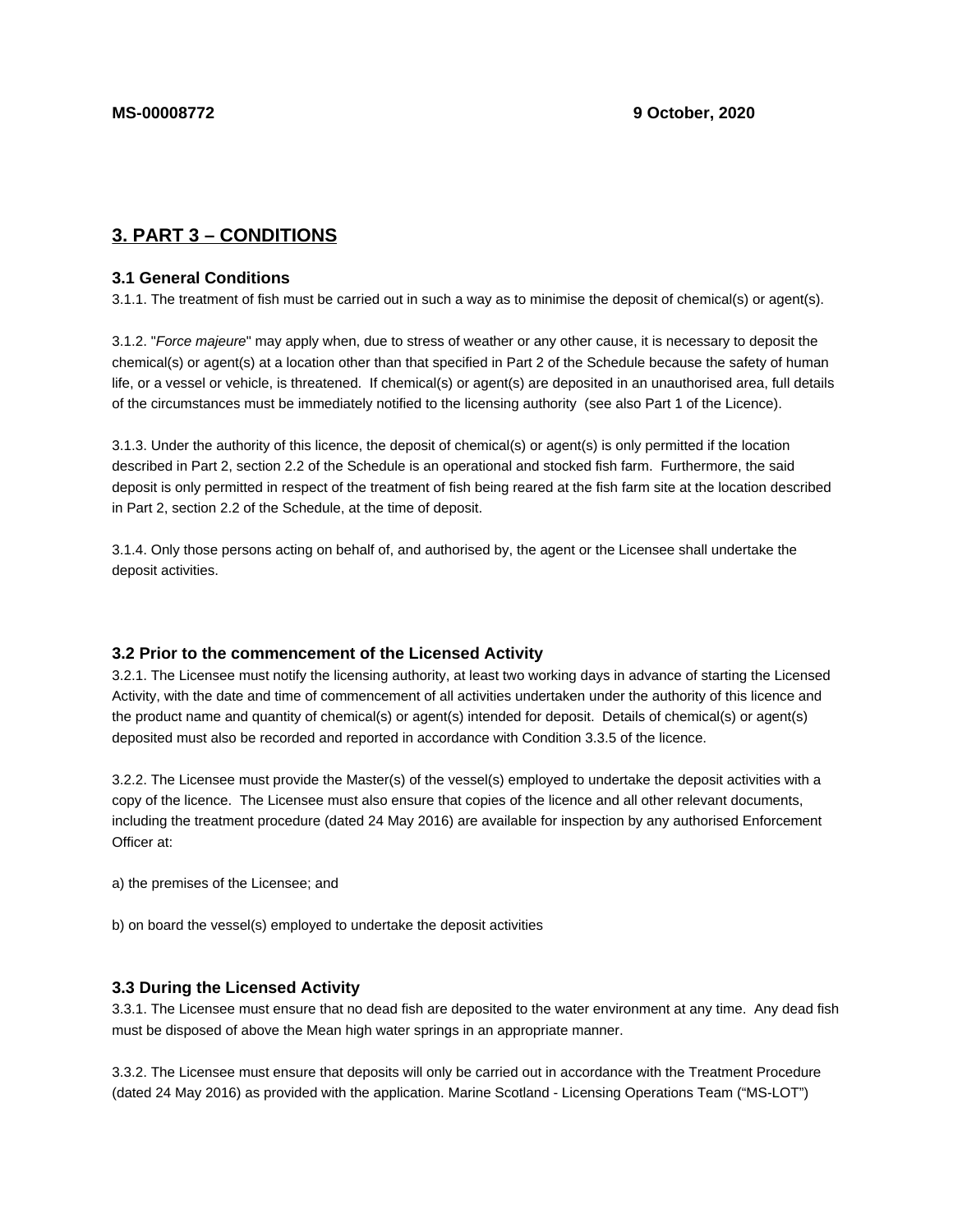## 3. PART 3 – CONDITIONS

### 3.1 General Conditions

3.1.1. The treatment of fish must be carried out in such a way as to minimise the deposit of chemical(s) or agent(s).

3.1.2. "*Force majeure*" may apply when, due to stress of weather or any other cause, it is necessary to deposit the chemical(s) or agent(s) at a location other than that specified in Part 2 of the Schedule because the safety of human life, or a vessel or vehicle, is threatened. If chemical(s) or agent(s) are deposited in an unauthorised area, full details of the circumstances must be immediately notified to the licensing authority (see also Part 1 of the Licence).

3.1.3. Under the authority of this licence, the deposit of chemical(s) or agent(s) is only permitted if the location described in Part 2, section 2.2 of the Schedule is an operational and stocked fish farm. Furthermore, the said deposit is only permitted in respect of the treatment of fish being reared at the fish farm site at the location described in Part 2, section 2.2 of the Schedule, at the time of deposit.

3.1.4. Only those persons acting on behalf of, and authorised by, the agent or the Licensee shall undertake the deposit activities.

### 3.2 Prior to the commencement of the Licensed Activity

3.2.1. The Licensee must notify the licensing authority, at least two working days in advance of starting the Licensed Activity, with the date and time of commencement of all activities undertaken under the authority of this licence and the product name and quantity of chemical(s) or agent(s) intended for deposit. Details of chemical(s) or agent(s) deposited must also be recorded and reported in accordance with Condition 3.3.5 of the licence.

3.2.2. The Licensee must provide the Master(s) of the vessel(s) employed to undertake the deposit activities with a copy of the licence. The Licensee must also ensure that copies of the licence and all other relevant documents, including the treatment procedure (dated 24 May 2016) are available for inspection by any authorised Enforcement Officer at:

a) the premises of the Licensee; and

b) on board the vessel(s) employed to undertake the deposit activities

### 3.3 During the Licensed Activity

3.3.1. The Licensee must ensure that no dead fish are deposited to the water environment at any time. Any dead fish must be disposed of above the Mean high water springs in an appropriate manner.

3.3.2. The Licensee must ensure that deposits will only be carried out in accordance with the Treatment Procedure (dated 24 May 2016) as provided with the application. Marine Scotland - Licensing Operations Team ("MS-LOT")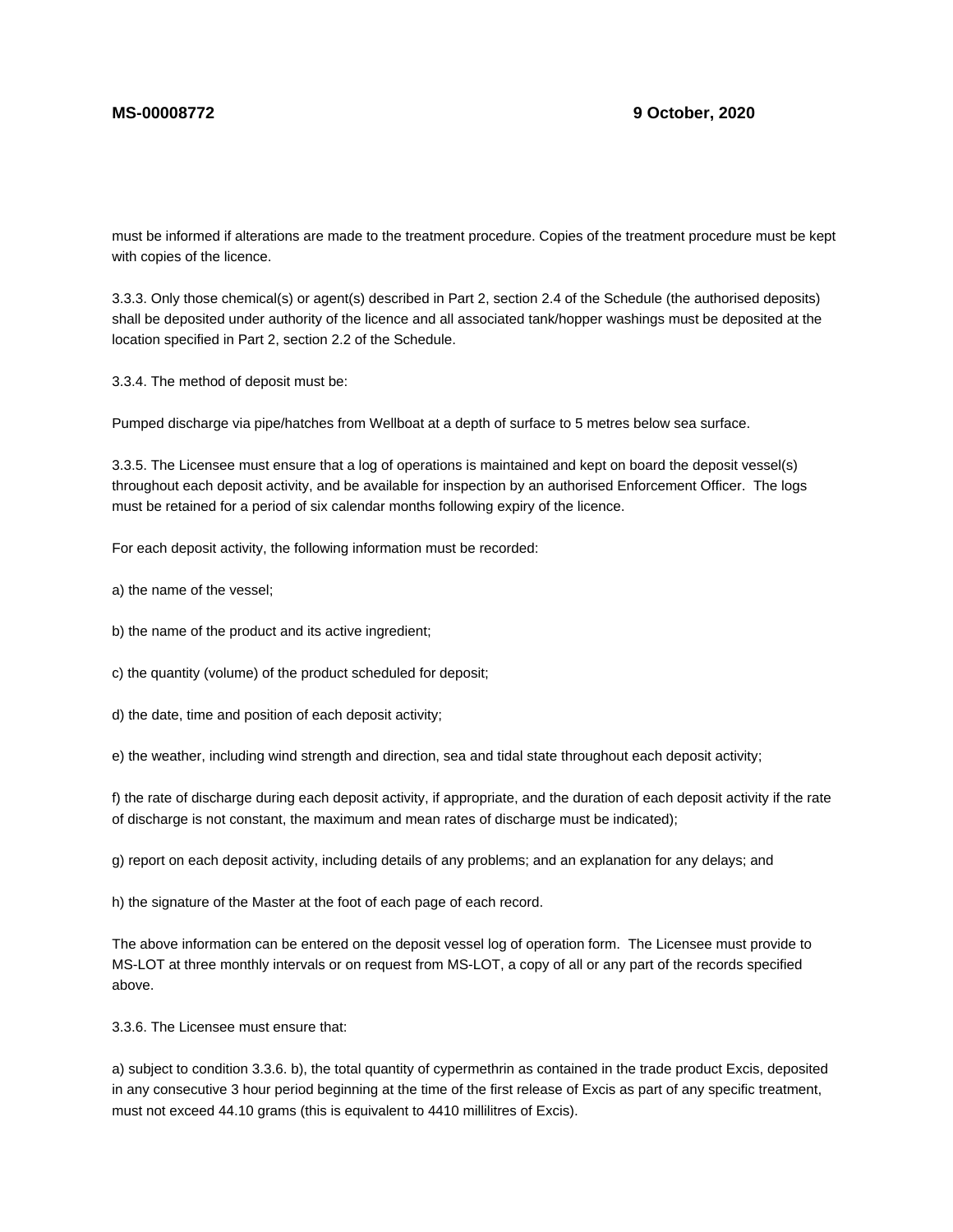must be informed if alterations are made to the treatment procedure. Copies of the treatment procedure must be kept with copies of the licence.

3.3.3. Only those chemical(s) or agent(s) described in Part 2, section 2.4 of the Schedule (the authorised deposits) shall be deposited under authority of the licence and all associated tank/hopper washings must be deposited at the location specified in Part 2, section 2.2 of the Schedule.

3.3.4. The method of deposit must be:

Pumped discharge via pipe/hatches from Wellboat at a depth of surface to 5 metres below sea surface.

3.3.5. The Licensee must ensure that a log of operations is maintained and kept on board the deposit vessel(s) throughout each deposit activity, and be available for inspection by an authorised Enforcement Officer. The logs must be retained for a period of six calendar months following expiry of the licence.

For each deposit activity, the following information must be recorded:

a) the name of the vessel;

b) the name of the product and its active ingredient;

c) the quantity (volume) of the product scheduled for deposit;

d) the date, time and position of each deposit activity;

e) the weather, including wind strength and direction, sea and tidal state throughout each deposit activity;

f) the rate of discharge during each deposit activity, if appropriate, and the duration of each deposit activity if the rate of discharge is not constant, the maximum and mean rates of discharge must be indicated);

g) report on each deposit activity, including details of any problems; and an explanation for any delays; and

h) the signature of the Master at the foot of each page of each record.

The above information can be entered on the deposit vessel log of operation form. The Licensee must provide to MS-LOT at three monthly intervals or on request from MS-LOT, a copy of all or any part of the records specified above.

3.3.6. The Licensee must ensure that:

a) subject to condition 3.3.6. b), the total quantity of cypermethrin as contained in the trade product Excis, deposited in any consecutive 3 hour period beginning at the time of the first release of Excis as part of any specific treatment, must not exceed 44.10 grams (this is equivalent to 4410 millilitres of Excis).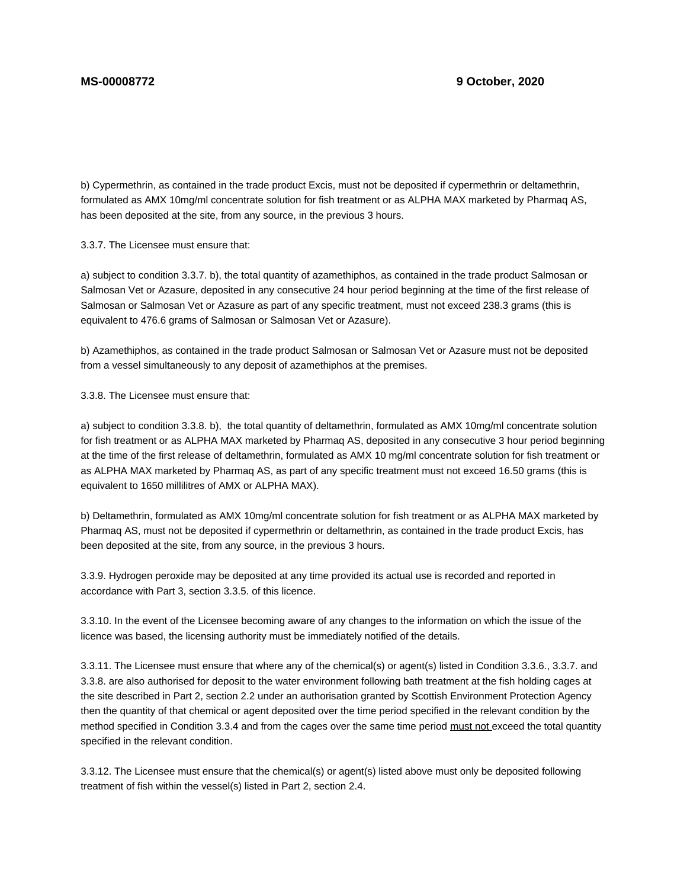b) Cypermethrin, as contained in the trade product Excis, must not be deposited if cypermethrin or deltamethrin, formulated as AMX 10mg/ml concentrate solution for fish treatment or as ALPHA MAX marketed by Pharmaq AS, has been deposited at the site, from any source, in the previous 3 hours.

3.3.7. The Licensee must ensure that:

a) subject to condition 3.3.7. b), the total quantity of azamethiphos, as contained in the trade product Salmosan or Salmosan Vet or Azasure, deposited in any consecutive 24 hour period beginning at the time of the first release of Salmosan or Salmosan Vet or Azasure as part of any specific treatment, must not exceed 238.3 grams (this is equivalent to 476.6 grams of Salmosan or Salmosan Vet or Azasure).

b) Azamethiphos, as contained in the trade product Salmosan or Salmosan Vet or Azasure must not be deposited from a vessel simultaneously to any deposit of azamethiphos at the premises.

3.3.8. The Licensee must ensure that:

a) subject to condition 3.3.8. b), the total quantity of deltamethrin, formulated as AMX 10mg/ml concentrate solution for fish treatment or as ALPHA MAX marketed by Pharmaq AS, deposited in any consecutive 3 hour period beginning at the time of the first release of deltamethrin, formulated as AMX 10 mg/ml concentrate solution for fish treatment or as ALPHA MAX marketed by Pharmaq AS, as part of any specific treatment must not exceed 16.50 grams (this is equivalent to 1650 millilitres of AMX or ALPHA MAX).

b) Deltamethrin, formulated as AMX 10mg/ml concentrate solution for fish treatment or as ALPHA MAX marketed by Pharmaq AS, must not be deposited if cypermethrin or deltamethrin, as contained in the trade product Excis, has been deposited at the site, from any source, in the previous 3 hours.

3.3.9. Hydrogen peroxide may be deposited at any time provided its actual use is recorded and reported in accordance with Part 3, section 3.3.5. of this licence.

3.3.10. In the event of the Licensee becoming aware of any changes to the information on which the issue of the licence was based, the licensing authority must be immediately notified of the details.

3.3.11. The Licensee must ensure that where any of the chemical(s) or agent(s) listed in Condition 3.3.6., 3.3.7. and 3.3.8. are also authorised for deposit to the water environment following bath treatment at the fish holding cages at the site described in Part 2, section 2.2 under an authorisation granted by Scottish Environment Protection Agency then the quantity of that chemical or agent deposited over the time period specified in the relevant condition by the method specified in Condition 3.3.4 and from the cages over the same time period must not exceed the total quantity specified in the relevant condition.

3.3.12. The Licensee must ensure that the chemical(s) or agent(s) listed above must only be deposited following treatment of fish within the vessel(s) listed in Part 2, section 2.4.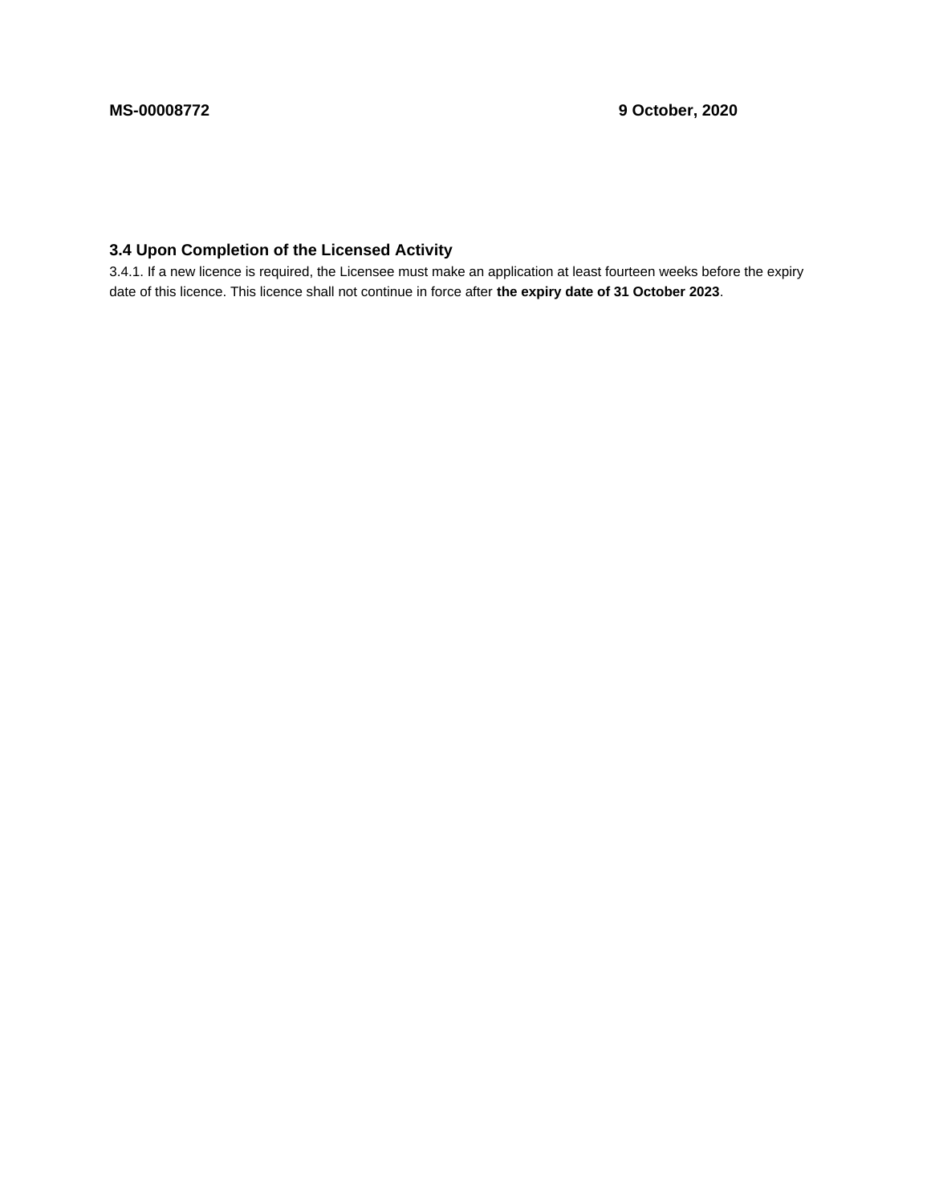### 3.4 Upon Completion of the Licensed Activity

3.4.1. If a new licence is required, the Licensee must make an application at least fourteen weeks before the expiry date of this licence. This licence shall not continue in force after **the expiry date of 31 October 2023**.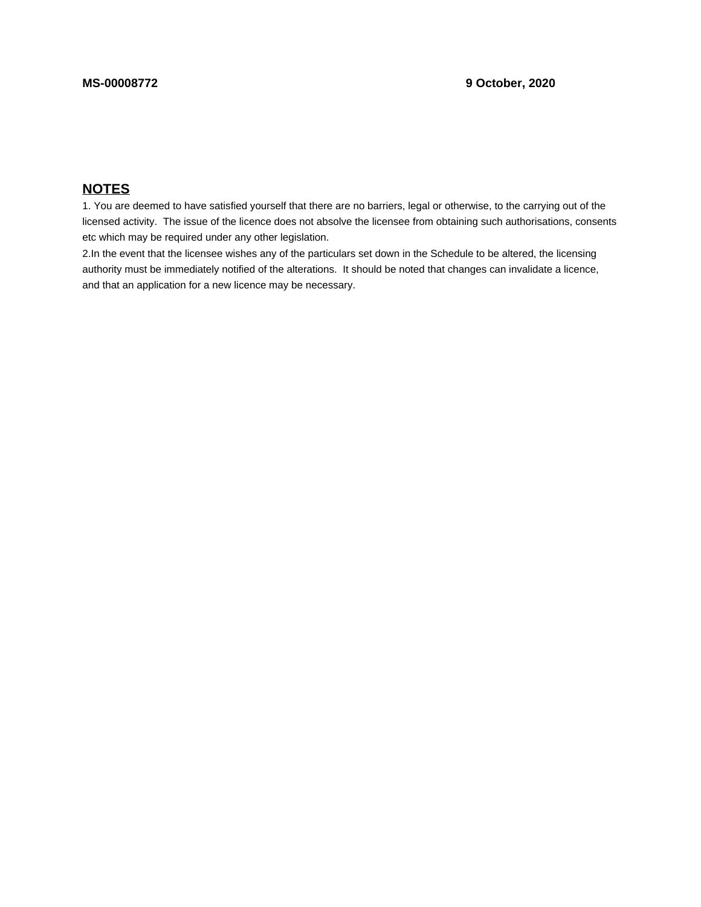## NOTES

1. You are deemed to have satisfied yourself that there are no barriers, legal or otherwise, to the carrying out of the licensed activity. The issue of the licence does not absolve the licensee from obtaining such authorisations, consents etc which may be required under any other legislation.

2.In the event that the licensee wishes any of the particulars set down in the Schedule to be altered, the licensing authority must be immediately notified of the alterations. It should be noted that changes can invalidate a licence, and that an application for a new licence may be necessary.